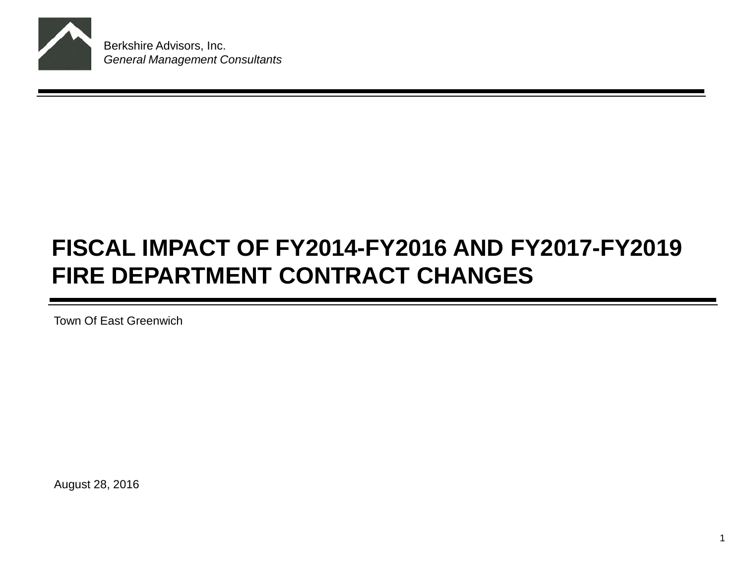Berkshire Advisors, Inc.
*General Management Consultants*

# FISCAL IMPACT OF FY2014-FY2016 AND FY2017-FY2019 FIRE DEPARTMENT CONTRACT CHANGES

Town Of East Greenwich

August 28, 2016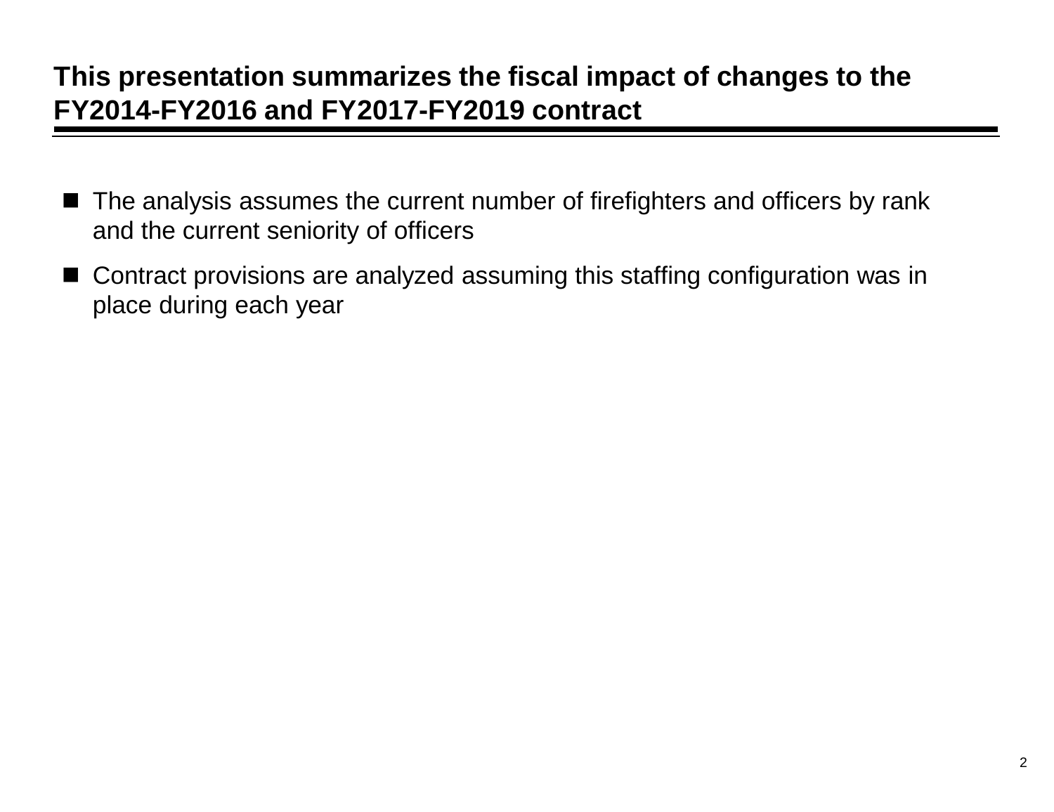# This presentation summarizes the fiscal impact of changes to the FY2014-FY2016 and FY2017-FY2019 contract

- The analysis assumes the current number of firefighters and officers by rank and the current seniority of officers
- Contract provisions are analyzed assuming this staffing configuration was in place during each year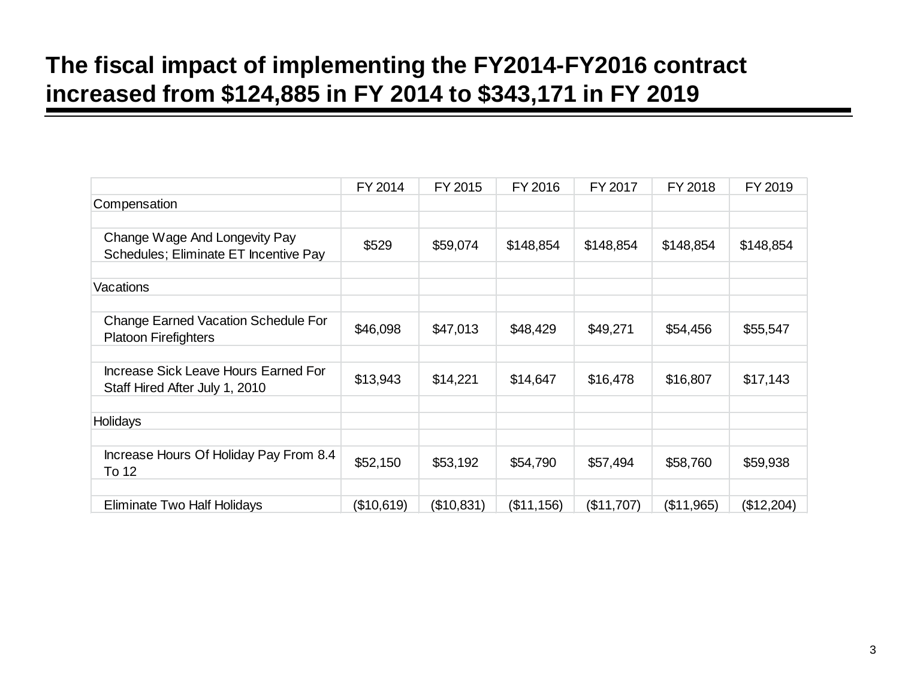# The fiscal impact of implementing the FY2014-FY2016 contract increased from $124,885 in FY 2014 to $343,171 in FY 2019

| | FY 2014 | FY 2015 | FY 2016 | FY 2017 | FY 2018 | FY 2019 |
|---|---|---|---|---|---|---|
| Compensation | | | | | | |
| | | | | | | |
| Change Wage And Longevity Pay Schedules; Eliminate ET Incentive Pay | $529 | $59,074 | $148,854 | $148,854 | $148,854 | $148,854 |
| | | | | | | |
| Vacations | | | | | | |
| | | | | | | |
| Change Earned Vacation Schedule For Platoon Firefighters | $46,098 | $47,013 | $48,429 | $49,271 | $54,456 | $55,547 |
| | | | | | | |
| Increase Sick Leave Hours Earned For Staff Hired After July 1, 2010 | $13,943 | $14,221 | $14,647 | $16,478 | $16,807 | $17,143 |
| | | | | | | |
| Holidays | | | | | | |
| | | | | | | |
| Increase Hours Of Holiday Pay From 8.4 To 12 | $52,150 | $53,192 | $54,790 | $57,494 | $58,760 | $59,938 |
| | | | | | | |
| Eliminate Two Half Holidays | ($10,619) | ($10,831) | ($11,156) | ($11,707) | ($11,965) | ($12,204) |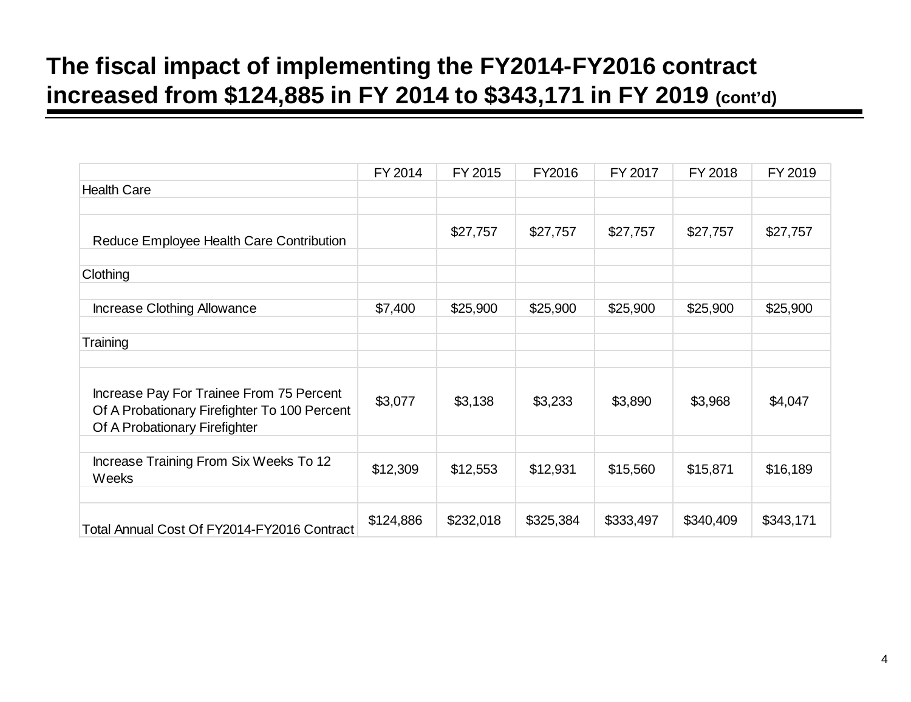# The fiscal impact of implementing the FY2014-FY2016 contract increased from $124,885 in FY 2014 to $343,171 in FY 2019 (cont'd)

| | FY 2014 | FY 2015 | FY2016 | FY 2017 | FY 2018 | FY 2019 |
|---|---|---|---|---|---|---|
| Health Care | | | | | | |
| | | | | | | |
| Reduce Employee Health Care Contribution | | $27,757 | $27,757 | $27,757 | $27,757 | $27,757 |
| | | | | | | |
| Clothing | | | | | | |
| | | | | | | |
| Increase Clothing Allowance | $7,400 | $25,900 | $25,900 | $25,900 | $25,900 | $25,900 |
| | | | | | | |
| Training | | | | | | |
| | | | | | | |
| Increase Pay For Trainee From 75 Percent Of A Probationary Firefighter To 100 Percent Of A Probationary Firefighter | $3,077 | $3,138 | $3,233 | $3,890 | $3,968 | $4,047 |
| | | | | | | |
| Increase Training From Six Weeks To 12 Weeks | $12,309 | $12,553 | $12,931 | $15,560 | $15,871 | $16,189 |
| | | | | | | |
| Total Annual Cost Of FY2014-FY2016 Contract | $124,886 | $232,018 | $325,384 | $333,497 | $340,409 | $343,171 |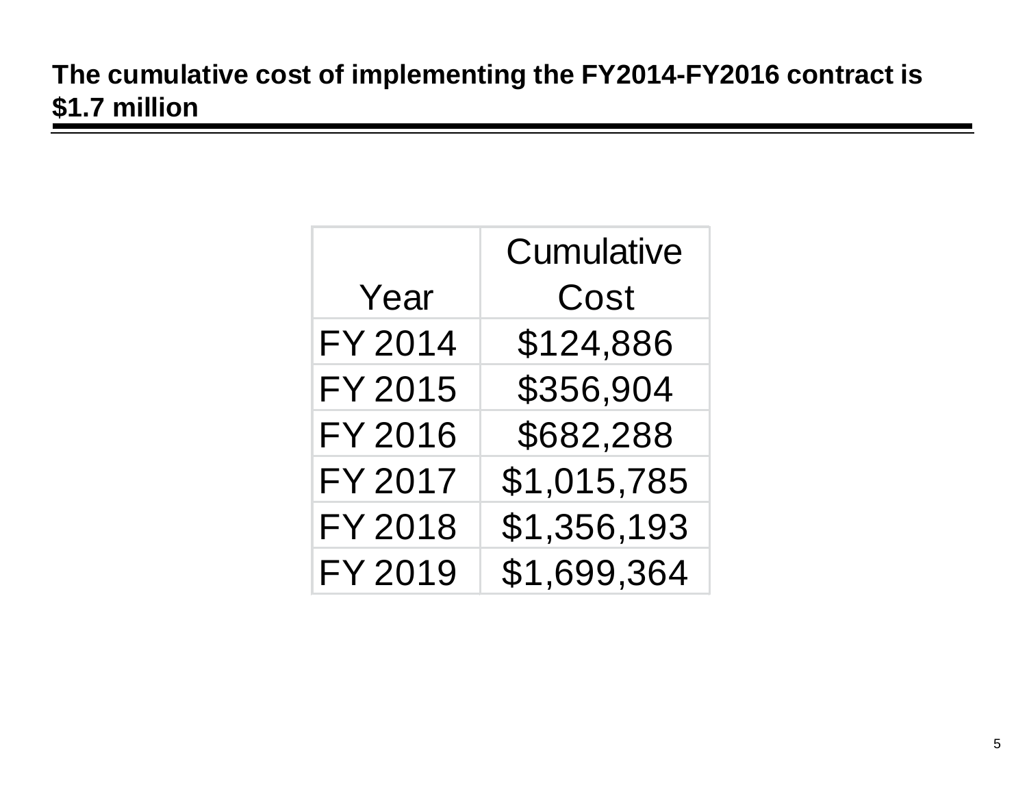## The cumulative cost of implementing the FY2014-FY2016 contract is $1.7 million

| Year | Cumulative Cost |
|---|---|
| FY 2014 | $124,886 |
| FY 2015 | $356,904 |
| FY 2016 | $682,288 |
| FY 2017 | $1,015,785 |
| FY 2018 | $1,356,193 |
| FY 2019 | $1,699,364 |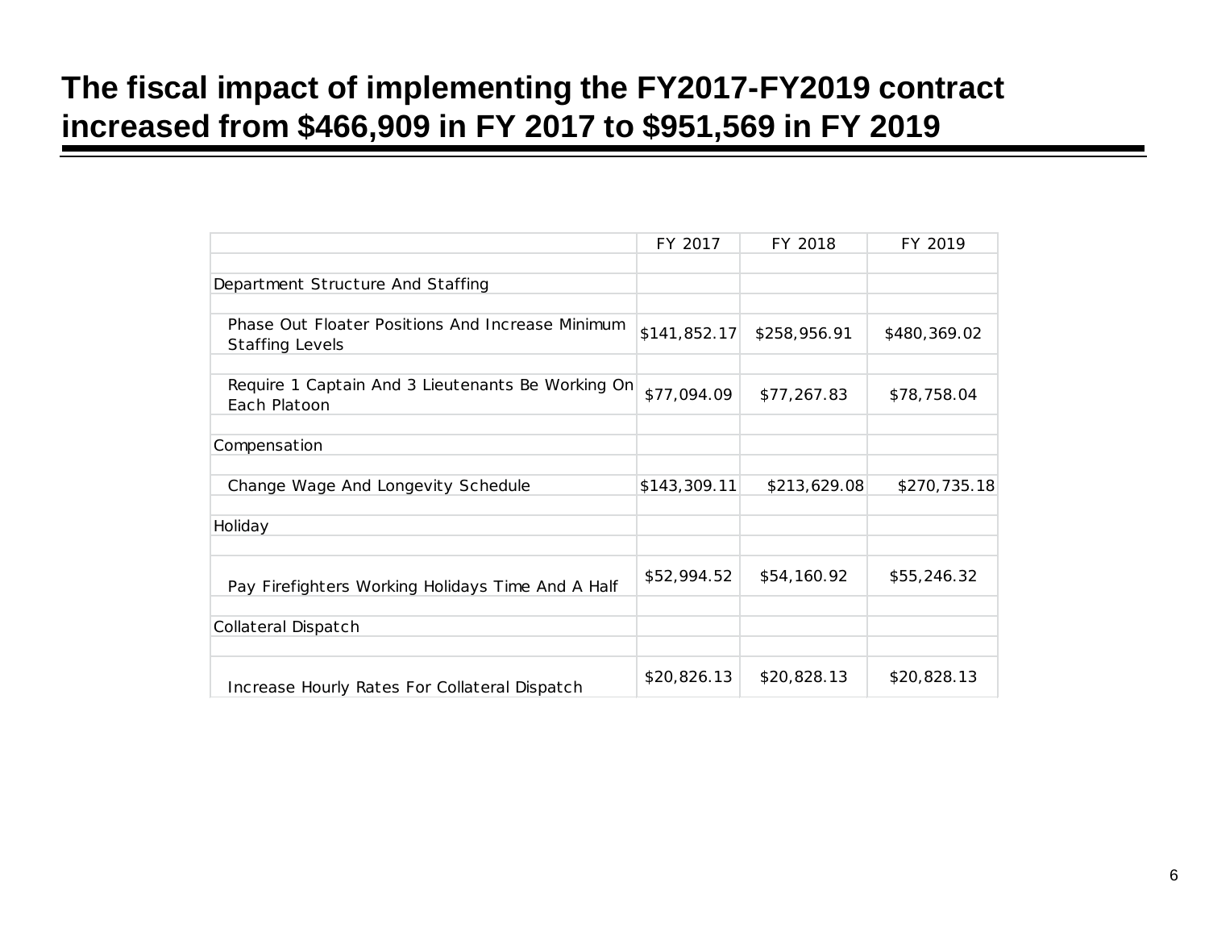# The fiscal impact of implementing the FY2017-FY2019 contract increased from $466,909 in FY 2017 to $951,569 in FY 2019

| | FY 2017 | FY 2018 | FY 2019 |
|---|---|---|---|
| **Department Structure And Staffing** | | | |
| Phase Out Floater Positions And Increase Minimum Staffing Levels | $141,852.17 | $258,956.91 | $480,369.02 |
| Require 1 Captain And 3 Lieutenants Be Working On Each Platoon | $77,094.09 | $77,267.83 | $78,758.04 |
| **Compensation** | | | |
| Change Wage And Longevity Schedule | $143,309.11 | $213,629.08 | $270,735.18 |
| **Holiday** | | | |
| Pay Firefighters Working Holidays Time And A Half | $52,994.52 | $54,160.92 | $55,246.32 |
| **Collateral Dispatch** | | | |
| Increase Hourly Rates For Collateral Dispatch | $20,826.13 | $20,828.13 | $20,828.13 |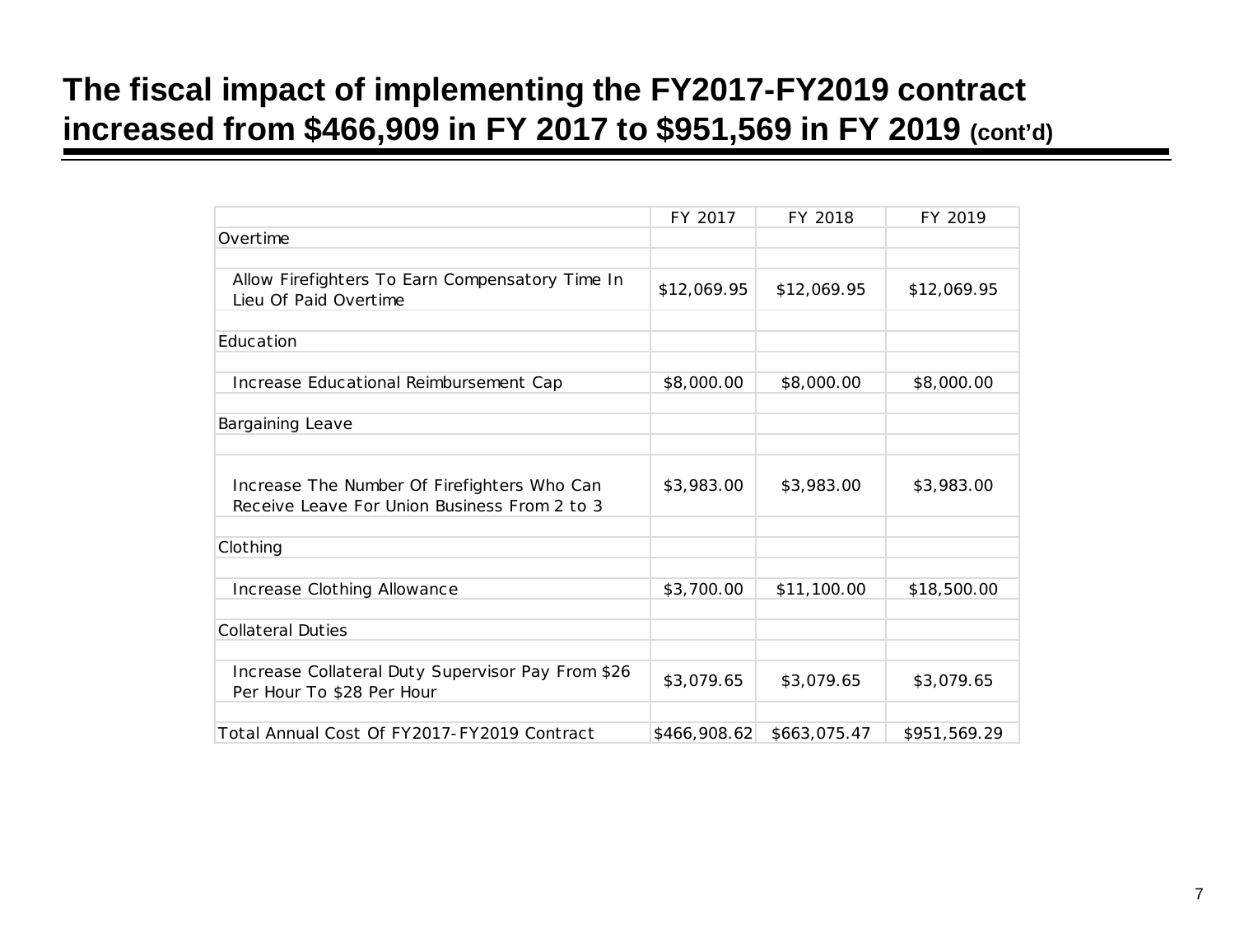# The fiscal impact of implementing the FY2017-FY2019 contract increased from $466,909 in FY 2017 to $951,569 in FY 2019 (cont'd)

| | FY 2017 | FY 2018 | FY 2019 |
|---|---|---|---|
| Overtime | | | |
| Allow Firefighters To Earn Compensatory Time In Lieu Of Paid Overtime | $12,069.95 | $12,069.95 | $12,069.95 |
| Education | | | |
| Increase Educational Reimbursement Cap | $8,000.00 | $8,000.00 | $8,000.00 |
| Bargaining Leave | | | |
| Increase The Number Of Firefighters Who Can Receive Leave For Union Business From 2 to 3 | $3,983.00 | $3,983.00 | $3,983.00 |
| Clothing | | | |
| Increase Clothing Allowance | $3,700.00 | $11,100.00 | $18,500.00 |
| Collateral Duties | | | |
| Increase Collateral Duty Supervisor Pay From $26 Per Hour To $28 Per Hour | $3,079.65 | $3,079.65 | $3,079.65 |
| Total Annual Cost Of FY2017-FY2019 Contract | $466,908.62 | $663,075.47 | $951,569.29 |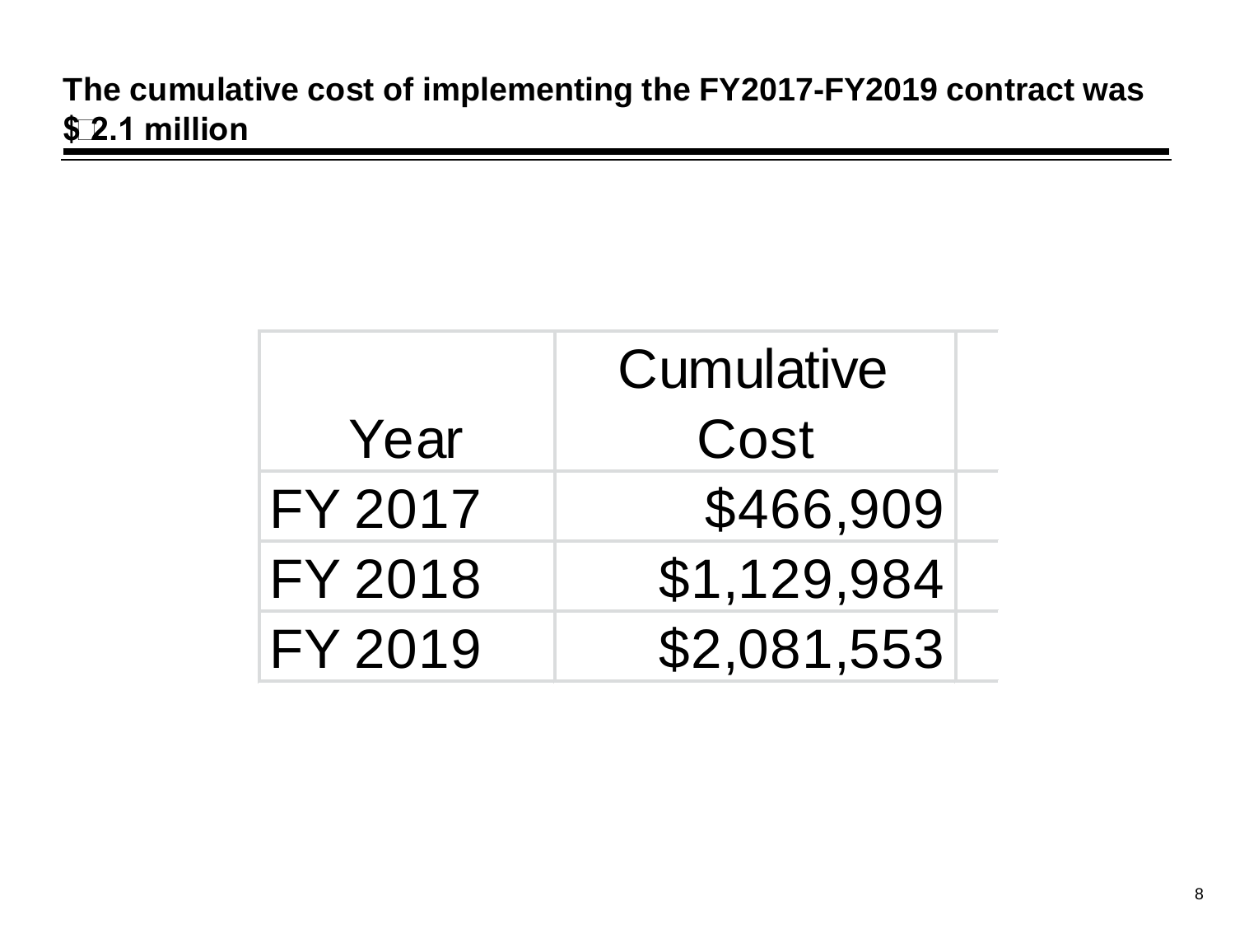## The cumulative cost of implementing the FY2017-FY2019 contract was $2.1 million

| Year | Cumulative Cost |
|---|---|
| FY 2017 | $466,909 |
| FY 2018 | $1,129,984 |
| FY 2019 | $2,081,553 |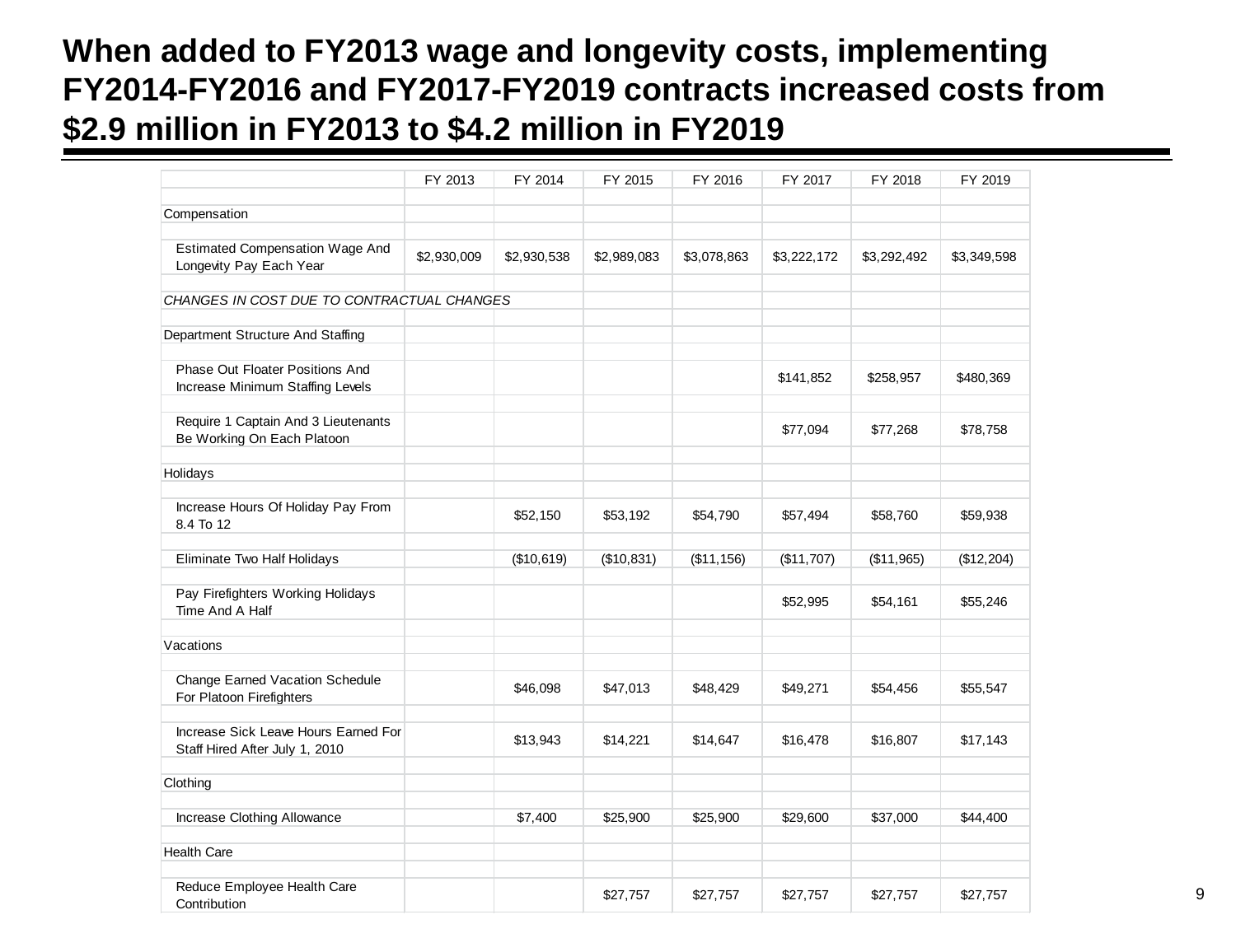# When added to FY2013 wage and longevity costs, implementing FY2014-FY2016 and FY2017-FY2019 contracts increased costs from $2.9 million in FY2013 to $4.2 million in FY2019

| | FY 2013 | FY 2014 | FY 2015 | FY 2016 | FY 2017 | FY 2018 | FY 2019 |
|---|---|---|---|---|---|---|---|
| Compensation | | | | | | | |
| Estimated Compensation Wage And Longevity Pay Each Year | $2,930,009 | $2,930,538 | $2,989,083 | $3,078,863 | $3,222,172 | $3,292,492 | $3,349,598 |
| *CHANGES IN COST DUE TO CONTRACTUAL CHANGES* | | | | | | | |
| Department Structure And Staffing | | | | | | | |
| Phase Out Floater Positions And Increase Minimum Staffing Levels | | | | | $141,852 | $258,957 | $480,369 |
| Require 1 Captain And 3 Lieutenants Be Working On Each Platoon | | | | | $77,094 | $77,268 | $78,758 |
| Holidays | | | | | | | |
| Increase Hours Of Holiday Pay From 8.4 To 12 | | $52,150 | $53,192 | $54,790 | $57,494 | $58,760 | $59,938 |
| Eliminate Two Half Holidays | | ($10,619) | ($10,831) | ($11,156) | ($11,707) | ($11,965) | ($12,204) |
| Pay Firefighters Working Holidays Time And A Half | | | | | $52,995 | $54,161 | $55,246 |
| Vacations | | | | | | | |
| Change Earned Vacation Schedule For Platoon Firefighters | | $46,098 | $47,013 | $48,429 | $49,271 | $54,456 | $55,547 |
| Increase Sick Leave Hours Earned For Staff Hired After July 1, 2010 | | $13,943 | $14,221 | $14,647 | $16,478 | $16,807 | $17,143 |
| Clothing | | | | | | | |
| Increase Clothing Allowance | | $7,400 | $25,900 | $25,900 | $29,600 | $37,000 | $44,400 |
| Health Care | | | | | | | |
| Reduce Employee Health Care Contribution | | | $27,757 | $27,757 | $27,757 | $27,757 | $27,757 |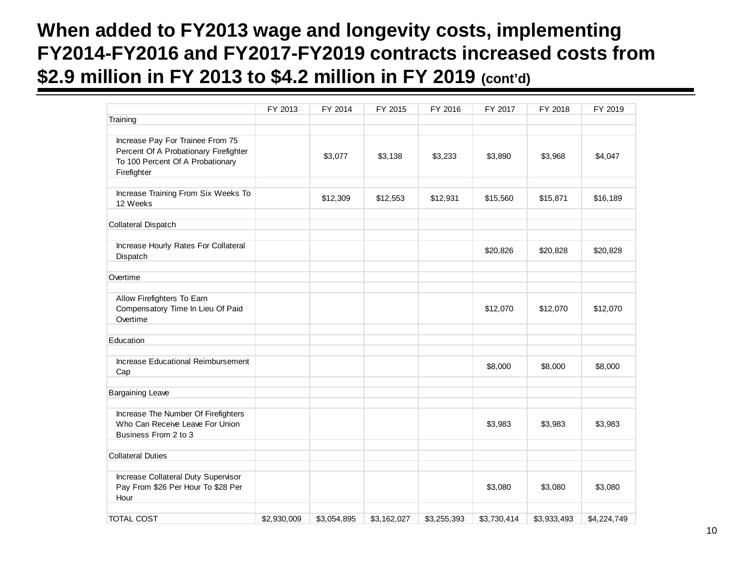# When added to FY2013 wage and longevity costs, implementing FY2014-FY2016 and FY2017-FY2019 contracts increased costs from $2.9 million in FY 2013 to $4.2 million in FY 2019 (cont'd)

| | FY 2013 | FY 2014 | FY 2015 | FY 2016 | FY 2017 | FY 2018 | FY 2019 |
|---|---|---|---|---|---|---|---|
| Training | | | | | | | |
| Increase Pay For Trainee From 75 Percent Of A Probationary Firefighter To 100 Percent Of A Probationary Firefighter | | $3,077 | $3,138 | $3,233 | $3,890 | $3,968 | $4,047 |
| Increase Training From Six Weeks To 12 Weeks | | $12,309 | $12,553 | $12,931 | $15,560 | $15,871 | $16,189 |
| Collateral Dispatch | | | | | | | |
| Increase Hourly Rates For Collateral Dispatch | | | | | $20,826 | $20,828 | $20,828 |
| Overtime | | | | | | | |
| Allow Firefighters To Earn Compensatory Time In Lieu Of Paid Overtime | | | | | $12,070 | $12,070 | $12,070 |
| Education | | | | | | | |
| Increase Educational Reimbursement Cap | | | | | $8,000 | $8,000 | $8,000 |
| Bargaining Leave | | | | | | | |
| Increase The Number Of Firefighters Who Can Receive Leave For Union Business From 2 to 3 | | | | | $3,983 | $3,983 | $3,983 |
| Collateral Duties | | | | | | | |
| Increase Collateral Duty Supervisor Pay From $26 Per Hour To $28 Per Hour | | | | | $3,080 | $3,080 | $3,080 |
| TOTAL COST | $2,930,009 | $3,054,895 | $3,162,027 | $3,255,393 | $3,730,414 | $3,933,493 | $4,224,749 |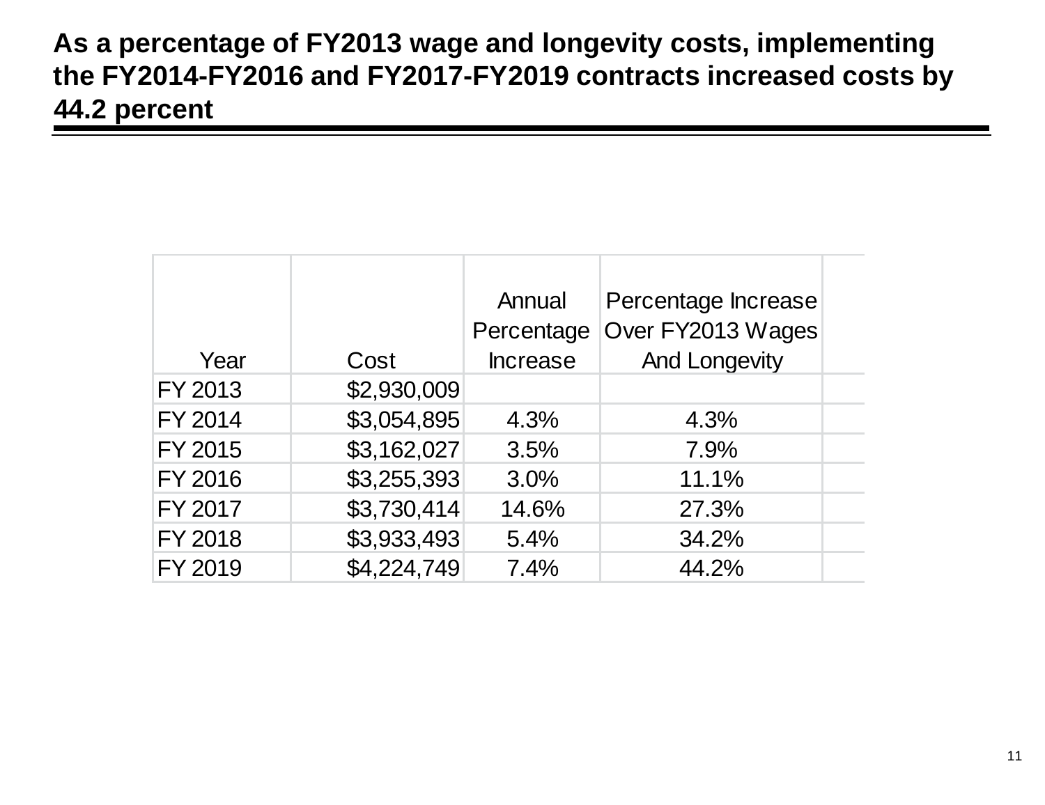# As a percentage of FY2013 wage and longevity costs, implementing the FY2014-FY2016 and FY2017-FY2019 contracts increased costs by 44.2 percent

| Year | Cost | Annual Percentage Increase | Percentage Increase Over FY2013 Wages And Longevity |
|---|---|---|---|
| FY 2013 | $2,930,009 | | |
| FY 2014 | $3,054,895 | 4.3% | 4.3% |
| FY 2015 | $3,162,027 | 3.5% | 7.9% |
| FY 2016 | $3,255,393 | 3.0% | 11.1% |
| FY 2017 | $3,730,414 | 14.6% | 27.3% |
| FY 2018 | $3,933,493 | 5.4% | 34.2% |
| FY 2019 | $4,224,749 | 7.4% | 44.2% |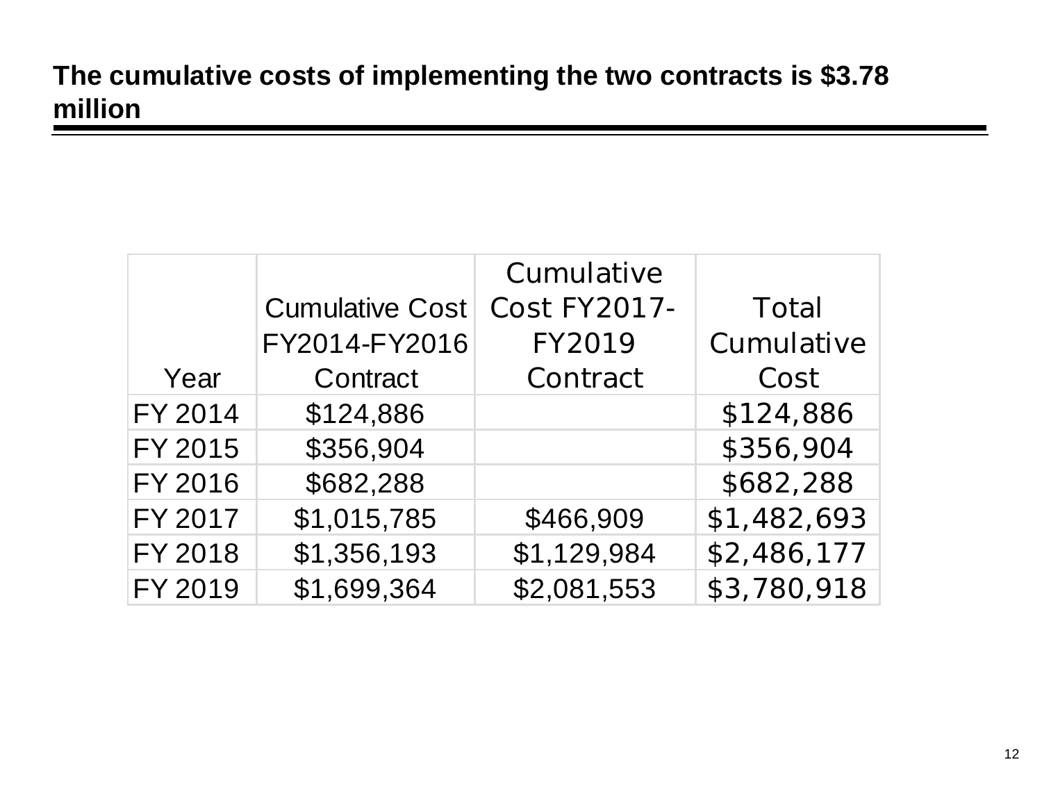## The cumulative costs of implementing the two contracts is $3.78 million

| Year | Cumulative Cost FY2014-FY2016 Contract | Cumulative Cost FY2017-FY2019 Contract | Total Cumulative Cost |
|---|---|---|---|
| FY 2014 | $124,886 | | $124,886 |
| FY 2015 | $356,904 | | $356,904 |
| FY 2016 | $682,288 | | $682,288 |
| FY 2017 | $1,015,785 | $466,909 | $1,482,693 |
| FY 2018 | $1,356,193 | $1,129,984 | $2,486,177 |
| FY 2019 | $1,699,364 | $2,081,553 | $3,780,918 |